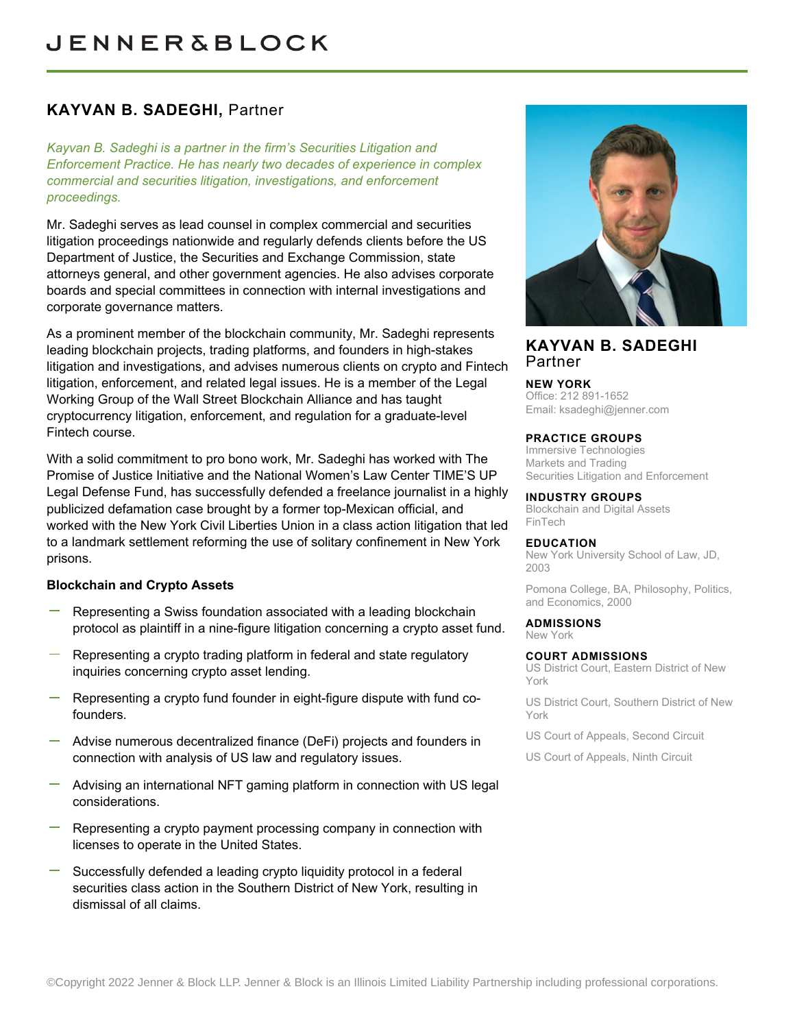# JENNER&BLOCK

## KAYVAN B. SADEGHI, Partner

*Kayvan B. Sadeghi is a partner in the firm's Securities Litigation and Enforcement Practice. He has nearly two decades of experience in complex commercial and securities litigation, investigations, and enforcement proceedings.*

Mr. Sadeghi serves as lead counsel in complex commercial and securities litigation proceedings nationwide and regularly defends clients before the US Department of Justice, the Securities and Exchange Commission, state attorneys general, and other government agencies. He also advises corporate boards and special committees in connection with internal investigations and corporate governance matters.

As a prominent member of the blockchain community, Mr. Sadeghi represents leading blockchain projects, trading platforms, and founders in high-stakes litigation and investigations, and advises numerous clients on crypto and Fintech litigation, enforcement, and related legal issues. He is a member of the Legal Working Group of the Wall Street Blockchain Alliance and has taught cryptocurrency litigation, enforcement, and regulation for a graduate-level Fintech course.

With a solid commitment to pro bono work, Mr. Sadeghi has worked with The Promise of Justice Initiative and the National Women's Law Center TIME'S UP Legal Defense Fund, has successfully defended a freelance journalist in a highly publicized defamation case brought by a former top-Mexican official, and worked with the New York Civil Liberties Union in a class action litigation that led to a landmark settlement reforming the use of solitary confinement in New York prisons.

### Blockchain and Crypto Assets

- Representing a Swiss foundation associated with a leading blockchain protocol as plaintiff in a nine-figure litigation concerning a crypto asset fund.
- Representing a crypto trading platform in federal and state regulatory inquiries concerning crypto asset lending.
- Representing a crypto fund founder in eight-figure dispute with fund co-founders.
- Advise numerous decentralized finance (DeFi) projects and founders in connection with analysis of US law and regulatory issues.
- Advising an international NFT gaming platform in connection with US legal considerations.
- Representing a crypto payment processing company in connection with licenses to operate in the United States.
- Successfully defended a leading crypto liquidity protocol in a federal securities class action in the Southern District of New York, resulting in dismissal of all claims.

**KAYVAN B. SADEGHI**
Partner

**NEW YORK**
Office: 212 891-1652
Email: ksadeghi@jenner.com

**PRACTICE GROUPS**
Immersive Technologies
Markets and Trading
Securities Litigation and Enforcement

**INDUSTRY GROUPS**
Blockchain and Digital Assets
FinTech

**EDUCATION**
New York University School of Law, JD, 2003

Pomona College, BA, Philosophy, Politics, and Economics, 2000

**ADMISSIONS**
New York

**COURT ADMISSIONS**
US District Court, Eastern District of New York

US District Court, Southern District of New York

US Court of Appeals, Second Circuit

US Court of Appeals, Ninth Circuit

©Copyright 2022 Jenner & Block LLP. Jenner & Block is an Illinois Limited Liability Partnership including professional corporations.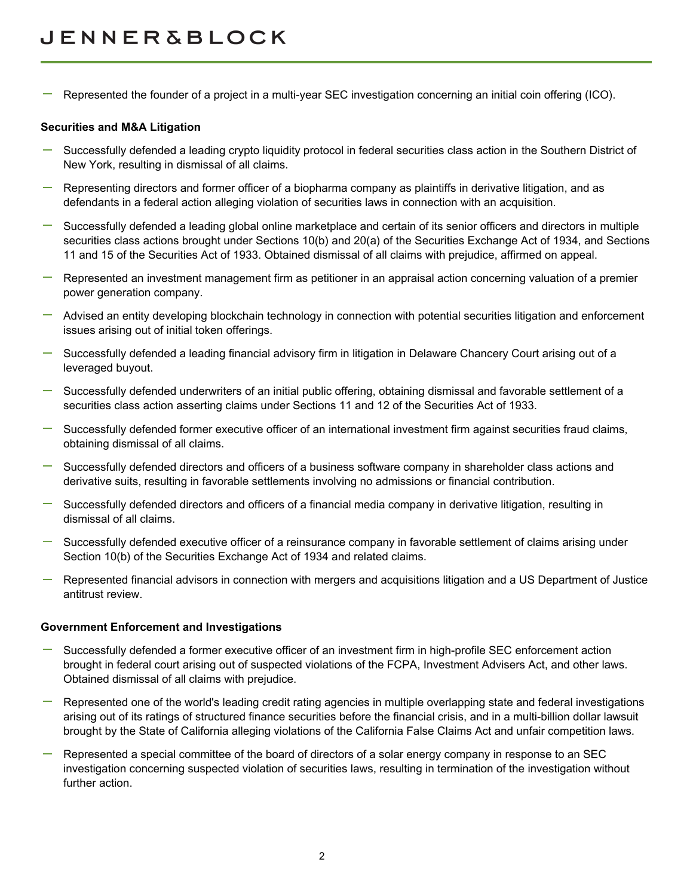- Represented the founder of a project in a multi-year SEC investigation concerning an initial coin offering (ICO).

**Securities and M&A Litigation**

- Successfully defended a leading crypto liquidity protocol in federal securities class action in the Southern District of New York, resulting in dismissal of all claims.
- Representing directors and former officer of a biopharma company as plaintiffs in derivative litigation, and as defendants in a federal action alleging violation of securities laws in connection with an acquisition.
- Successfully defended a leading global online marketplace and certain of its senior officers and directors in multiple securities class actions brought under Sections 10(b) and 20(a) of the Securities Exchange Act of 1934, and Sections 11 and 15 of the Securities Act of 1933. Obtained dismissal of all claims with prejudice, affirmed on appeal.
- Represented an investment management firm as petitioner in an appraisal action concerning valuation of a premier power generation company.
- Advised an entity developing blockchain technology in connection with potential securities litigation and enforcement issues arising out of initial token offerings.
- Successfully defended a leading financial advisory firm in litigation in Delaware Chancery Court arising out of a leveraged buyout.
- Successfully defended underwriters of an initial public offering, obtaining dismissal and favorable settlement of a securities class action asserting claims under Sections 11 and 12 of the Securities Act of 1933.
- Successfully defended former executive officer of an international investment firm against securities fraud claims, obtaining dismissal of all claims.
- Successfully defended directors and officers of a business software company in shareholder class actions and derivative suits, resulting in favorable settlements involving no admissions or financial contribution.
- Successfully defended directors and officers of a financial media company in derivative litigation, resulting in dismissal of all claims.
- Successfully defended executive officer of a reinsurance company in favorable settlement of claims arising under Section 10(b) of the Securities Exchange Act of 1934 and related claims.
- Represented financial advisors in connection with mergers and acquisitions litigation and a US Department of Justice antitrust review.

**Government Enforcement and Investigations**

- Successfully defended a former executive officer of an investment firm in high-profile SEC enforcement action brought in federal court arising out of suspected violations of the FCPA, Investment Advisers Act, and other laws. Obtained dismissal of all claims with prejudice.
- Represented one of the world's leading credit rating agencies in multiple overlapping state and federal investigations arising out of its ratings of structured finance securities before the financial crisis, and in a multi-billion dollar lawsuit brought by the State of California alleging violations of the California False Claims Act and unfair competition laws.
- Represented a special committee of the board of directors of a solar energy company in response to an SEC investigation concerning suspected violation of securities laws, resulting in termination of the investigation without further action.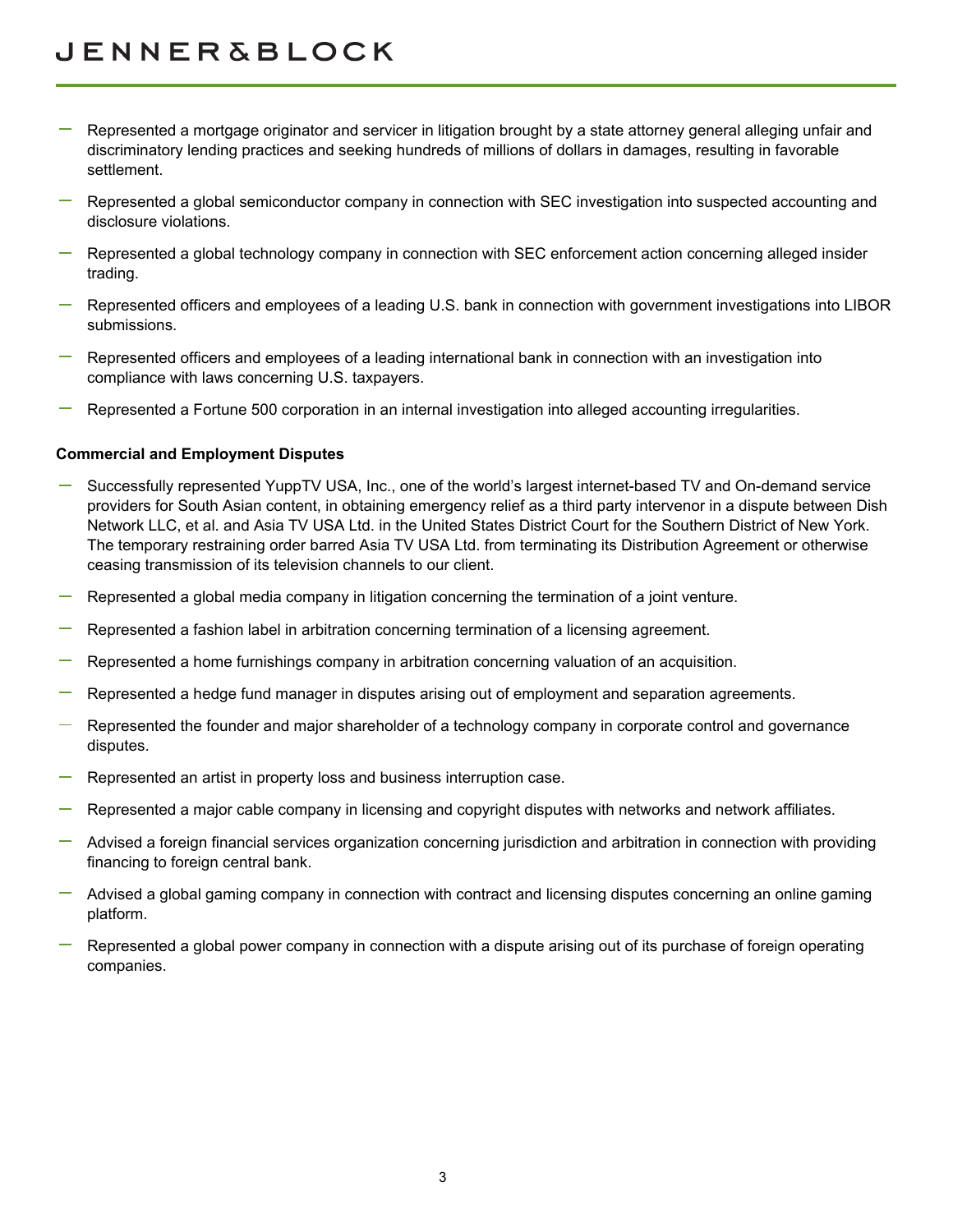- Represented a mortgage originator and servicer in litigation brought by a state attorney general alleging unfair and discriminatory lending practices and seeking hundreds of millions of dollars in damages, resulting in favorable settlement.
- Represented a global semiconductor company in connection with SEC investigation into suspected accounting and disclosure violations.
- Represented a global technology company in connection with SEC enforcement action concerning alleged insider trading.
- Represented officers and employees of a leading U.S. bank in connection with government investigations into LIBOR submissions.
- Represented officers and employees of a leading international bank in connection with an investigation into compliance with laws concerning U.S. taxpayers.
- Represented a Fortune 500 corporation in an internal investigation into alleged accounting irregularities.

**Commercial and Employment Disputes**

- Successfully represented YuppTV USA, Inc., one of the world's largest internet-based TV and On-demand service providers for South Asian content, in obtaining emergency relief as a third party intervenor in a dispute between Dish Network LLC, et al. and Asia TV USA Ltd. in the United States District Court for the Southern District of New York. The temporary restraining order barred Asia TV USA Ltd. from terminating its Distribution Agreement or otherwise ceasing transmission of its television channels to our client.
- Represented a global media company in litigation concerning the termination of a joint venture.
- Represented a fashion label in arbitration concerning termination of a licensing agreement.
- Represented a home furnishings company in arbitration concerning valuation of an acquisition.
- Represented a hedge fund manager in disputes arising out of employment and separation agreements.
- Represented the founder and major shareholder of a technology company in corporate control and governance disputes.
- Represented an artist in property loss and business interruption case.
- Represented a major cable company in licensing and copyright disputes with networks and network affiliates.
- Advised a foreign financial services organization concerning jurisdiction and arbitration in connection with providing financing to foreign central bank.
- Advised a global gaming company in connection with contract and licensing disputes concerning an online gaming platform.
- Represented a global power company in connection with a dispute arising out of its purchase of foreign operating companies.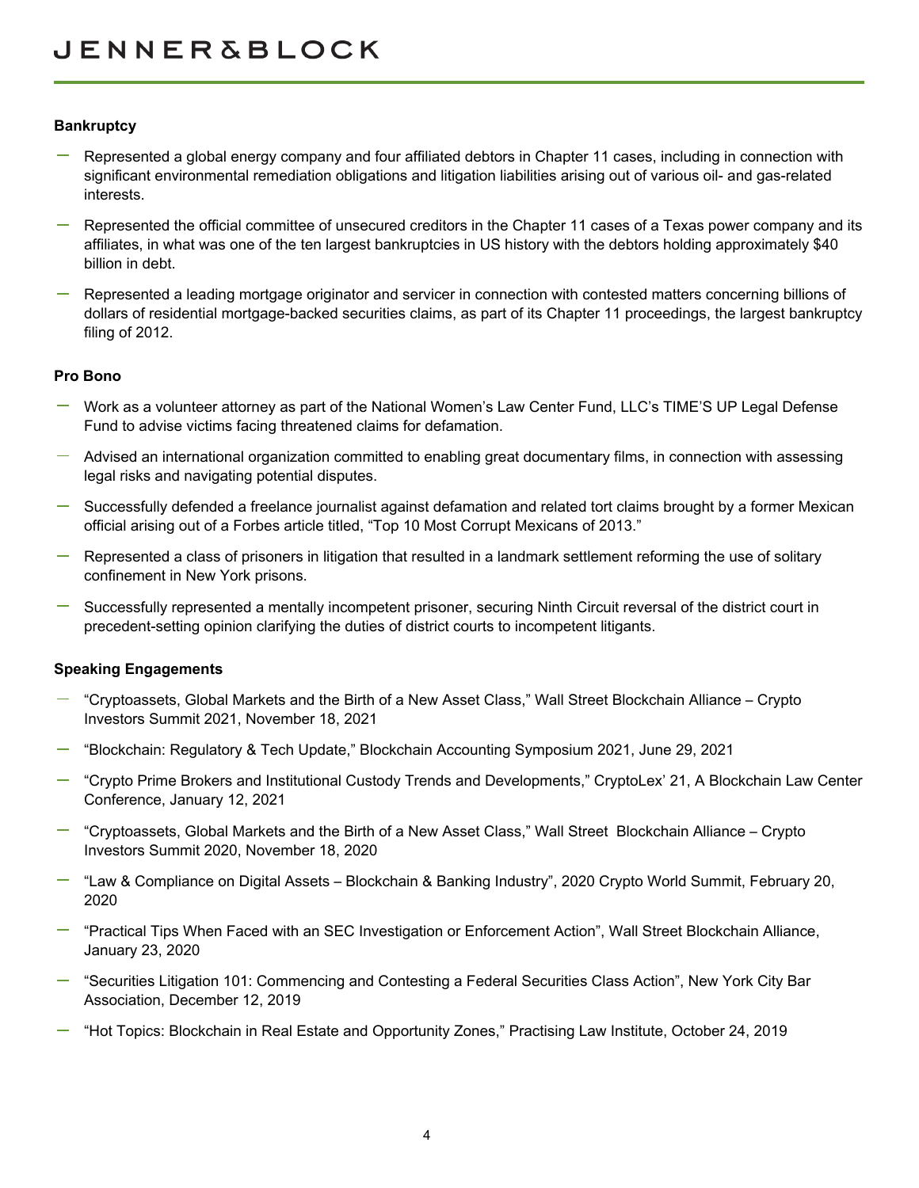**Bankruptcy**

- Represented a global energy company and four affiliated debtors in Chapter 11 cases, including in connection with significant environmental remediation obligations and litigation liabilities arising out of various oil- and gas-related interests.
- Represented the official committee of unsecured creditors in the Chapter 11 cases of a Texas power company and its affiliates, in what was one of the ten largest bankruptcies in US history with the debtors holding approximately $40 billion in debt.
- Represented a leading mortgage originator and servicer in connection with contested matters concerning billions of dollars of residential mortgage-backed securities claims, as part of its Chapter 11 proceedings, the largest bankruptcy filing of 2012.

**Pro Bono**

- Work as a volunteer attorney as part of the National Women's Law Center Fund, LLC's TIME'S UP Legal Defense Fund to advise victims facing threatened claims for defamation.
- Advised an international organization committed to enabling great documentary films, in connection with assessing legal risks and navigating potential disputes.
- Successfully defended a freelance journalist against defamation and related tort claims brought by a former Mexican official arising out of a Forbes article titled, "Top 10 Most Corrupt Mexicans of 2013."
- Represented a class of prisoners in litigation that resulted in a landmark settlement reforming the use of solitary confinement in New York prisons.
- Successfully represented a mentally incompetent prisoner, securing Ninth Circuit reversal of the district court in precedent-setting opinion clarifying the duties of district courts to incompetent litigants.

**Speaking Engagements**

- "Cryptoassets, Global Markets and the Birth of a New Asset Class," Wall Street Blockchain Alliance – Crypto Investors Summit 2021, November 18, 2021
- "Blockchain: Regulatory & Tech Update," Blockchain Accounting Symposium 2021, June 29, 2021
- "Crypto Prime Brokers and Institutional Custody Trends and Developments," CryptoLex' 21, A Blockchain Law Center Conference, January 12, 2021
- "Cryptoassets, Global Markets and the Birth of a New Asset Class," Wall Street Blockchain Alliance – Crypto Investors Summit 2020, November 18, 2020
- "Law & Compliance on Digital Assets – Blockchain & Banking Industry", 2020 Crypto World Summit, February 20, 2020
- "Practical Tips When Faced with an SEC Investigation or Enforcement Action", Wall Street Blockchain Alliance, January 23, 2020
- "Securities Litigation 101: Commencing and Contesting a Federal Securities Class Action", New York City Bar Association, December 12, 2019
- "Hot Topics: Blockchain in Real Estate and Opportunity Zones," Practising Law Institute, October 24, 2019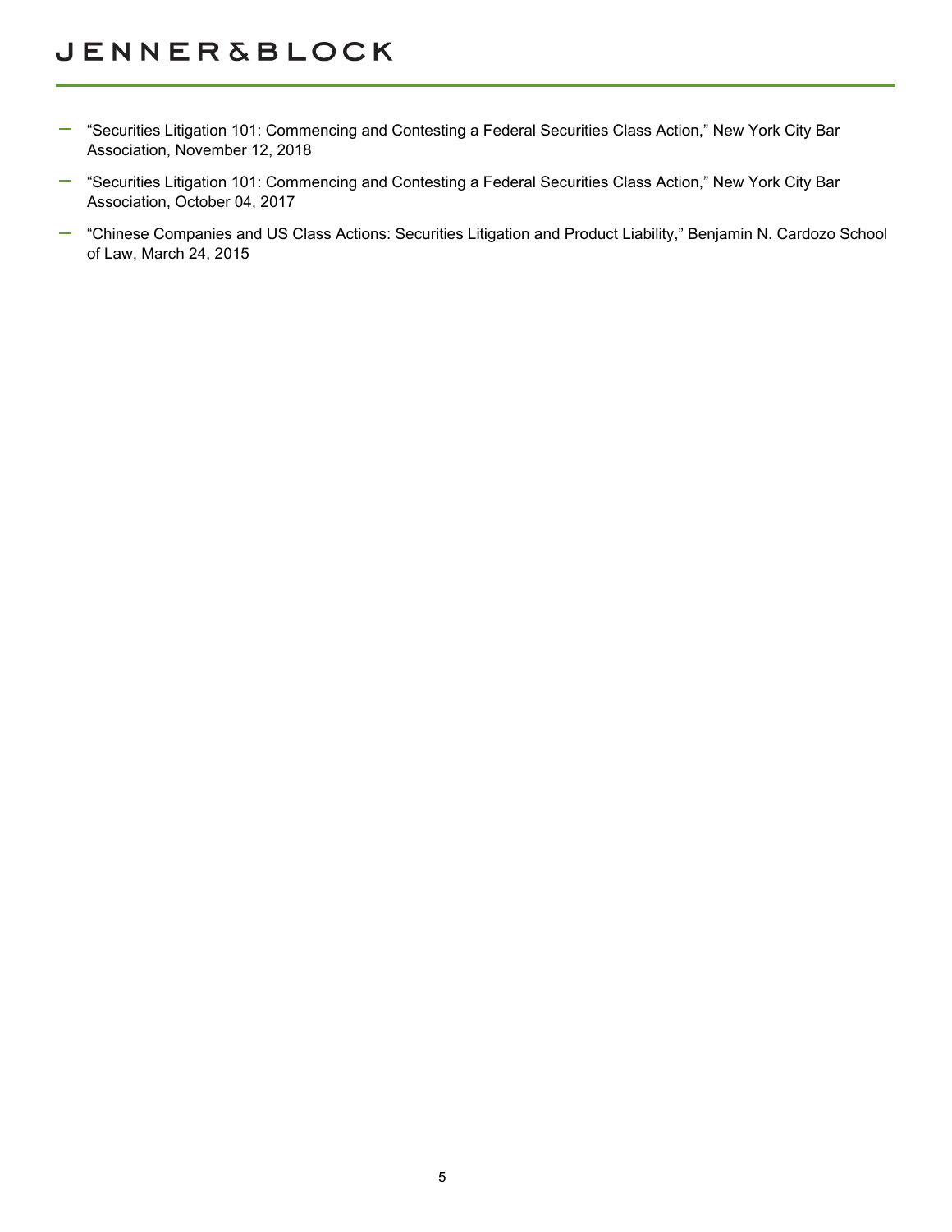- “Securities Litigation 101: Commencing and Contesting a Federal Securities Class Action,” New York City Bar Association, November 12, 2018
- “Securities Litigation 101: Commencing and Contesting a Federal Securities Class Action,” New York City Bar Association, October 04, 2017
- “Chinese Companies and US Class Actions: Securities Litigation and Product Liability,” Benjamin N. Cardozo School of Law, March 24, 2015